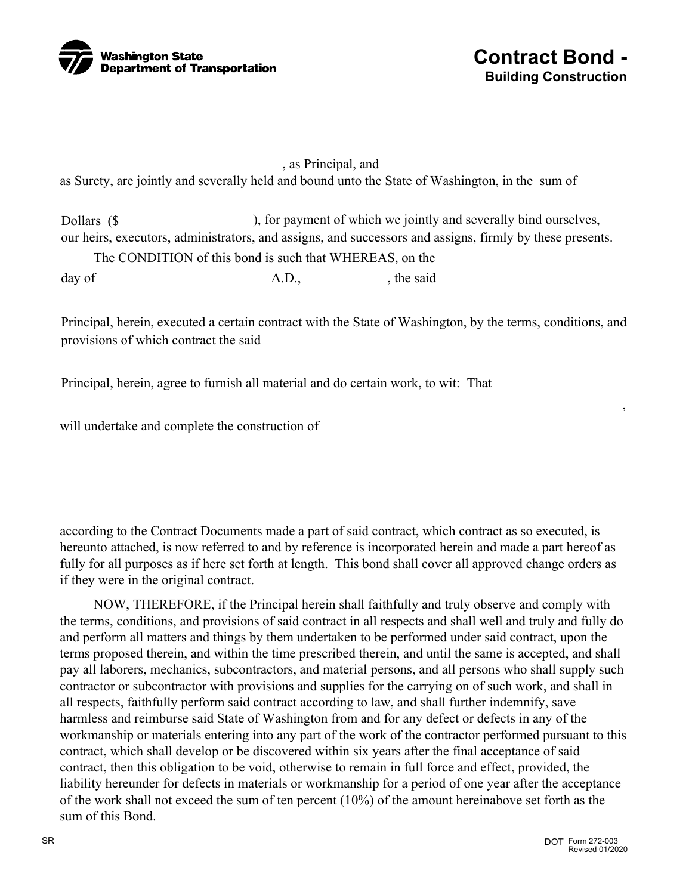Washington State Department of Transportation

# Contract Bond - Building Construction

, as Principal, and
as Surety, are jointly and severally held and bound unto the State of Washington, in the sum of

Dollars ($ ), for payment of which we jointly and severally bind ourselves, our heirs, executors, administrators, and assigns, and successors and assigns, firmly by these presents.

The CONDITION of this bond is such that WHEREAS, on the
day of A.D., , the said

Principal, herein, executed a certain contract with the State of Washington, by the terms, conditions, and provisions of which contract the said

Principal, herein, agree to furnish all material and do certain work, to wit: That

,

will undertake and complete the construction of

according to the Contract Documents made a part of said contract, which contract as so executed, is hereunto attached, is now referred to and by reference is incorporated herein and made a part hereof as fully for all purposes as if here set forth at length. This bond shall cover all approved change orders as if they were in the original contract.

NOW, THEREFORE, if the Principal herein shall faithfully and truly observe and comply with the terms, conditions, and provisions of said contract in all respects and shall well and truly and fully do and perform all matters and things by them undertaken to be performed under said contract, upon the terms proposed therein, and within the time prescribed therein, and until the same is accepted, and shall pay all laborers, mechanics, subcontractors, and material persons, and all persons who shall supply such contractor or subcontractor with provisions and supplies for the carrying on of such work, and shall in all respects, faithfully perform said contract according to law, and shall further indemnify, save harmless and reimburse said State of Washington from and for any defect or defects in any of the workmanship or materials entering into any part of the work of the contractor performed pursuant to this contract, which shall develop or be discovered within six years after the final acceptance of said contract, then this obligation to be void, otherwise to remain in full force and effect, provided, the liability hereunder for defects in materials or workmanship for a period of one year after the acceptance of the work shall not exceed the sum of ten percent (10%) of the amount hereinabove set forth as the sum of this Bond.

SR

DOT Form 272-003
Revised 01/2020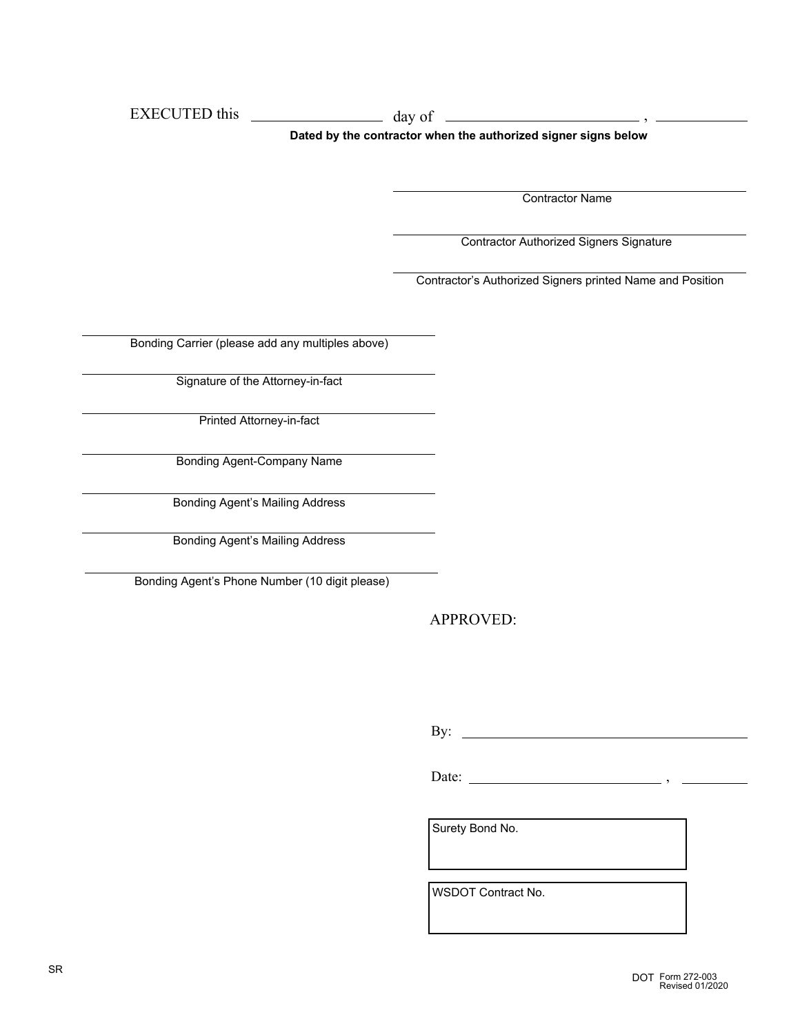EXECUTED this \_\_\_\_\_\_\_\_\_\_\_\_\_\_\_\_ day of \_\_\_\_\_\_\_\_\_\_\_\_\_\_\_\_\_\_\_\_\_\_\_\_, \_\_\_\_\_\_\_\_\_\_

**Dated by the contractor when the authorized signer signs below**

\_\_\_\_\_\_\_\_\_\_\_\_\_\_\_\_\_\_\_\_\_\_\_\_\_\_\_\_\_\_\_\_\_\_\_\_\_\_\_\_
Contractor Name

\_\_\_\_\_\_\_\_\_\_\_\_\_\_\_\_\_\_\_\_\_\_\_\_\_\_\_\_\_\_\_\_\_\_\_\_\_\_\_\_
Contractor Authorized Signers Signature

\_\_\_\_\_\_\_\_\_\_\_\_\_\_\_\_\_\_\_\_\_\_\_\_\_\_\_\_\_\_\_\_\_\_\_\_\_\_\_\_
Contractor's Authorized Signers printed Name and Position

\_\_\_\_\_\_\_\_\_\_\_\_\_\_\_\_\_\_\_\_\_\_\_\_\_\_\_\_\_\_\_\_\_\_\_\_\_\_\_\_
Bonding Carrier (please add any multiples above)

\_\_\_\_\_\_\_\_\_\_\_\_\_\_\_\_\_\_\_\_\_\_\_\_\_\_\_\_\_\_\_\_\_\_\_\_\_\_\_\_
Signature of the Attorney-in-fact

\_\_\_\_\_\_\_\_\_\_\_\_\_\_\_\_\_\_\_\_\_\_\_\_\_\_\_\_\_\_\_\_\_\_\_\_\_\_\_\_
Printed Attorney-in-fact

\_\_\_\_\_\_\_\_\_\_\_\_\_\_\_\_\_\_\_\_\_\_\_\_\_\_\_\_\_\_\_\_\_\_\_\_\_\_\_\_
Bonding Agent-Company Name

\_\_\_\_\_\_\_\_\_\_\_\_\_\_\_\_\_\_\_\_\_\_\_\_\_\_\_\_\_\_\_\_\_\_\_\_\_\_\_\_
Bonding Agent's Mailing Address

\_\_\_\_\_\_\_\_\_\_\_\_\_\_\_\_\_\_\_\_\_\_\_\_\_\_\_\_\_\_\_\_\_\_\_\_\_\_\_\_
Bonding Agent's Mailing Address

\_\_\_\_\_\_\_\_\_\_\_\_\_\_\_\_\_\_\_\_\_\_\_\_\_\_\_\_\_\_\_\_\_\_\_\_\_\_\_\_
Bonding Agent's Phone Number (10 digit please)

APPROVED:

By: \_\_\_\_\_\_\_\_\_\_\_\_\_\_\_\_\_\_\_\_\_\_\_\_\_\_\_\_\_\_\_\_\_\_\_\_

Date: \_\_\_\_\_\_\_\_\_\_\_\_\_\_\_\_\_\_\_\_\_\_\_\_, \_\_\_\_\_\_\_\_

| Surety Bond No. |
| --- |
| |

| WSDOT Contract No. |
| --- |
| |

SR

DOT Form 272-003
Revised 01/2020